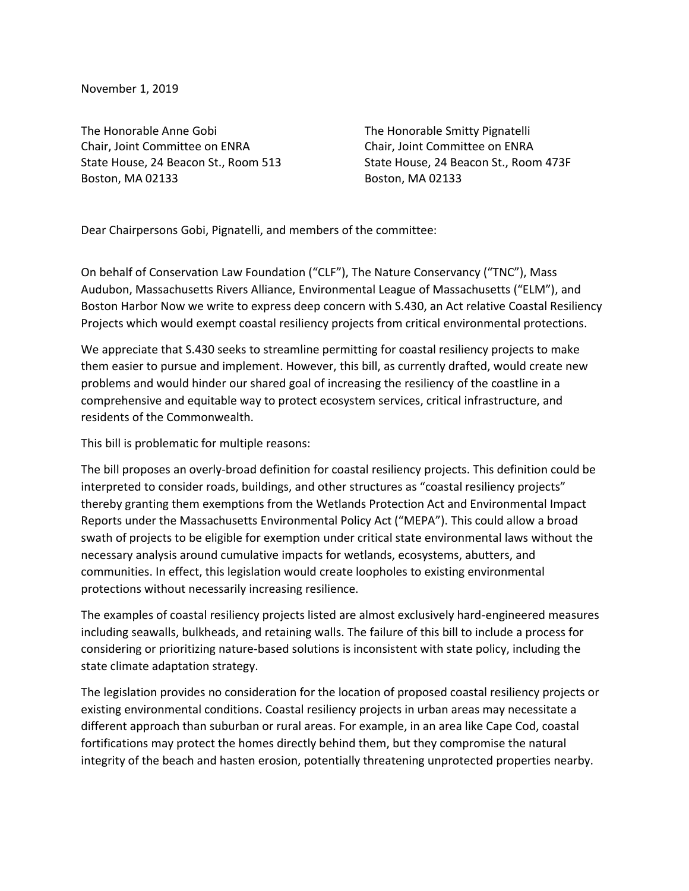November 1, 2019

The Honorable Anne Gobi
Chair, Joint Committee on ENRA
State House, 24 Beacon St., Room 513
Boston, MA 02133

The Honorable Smitty Pignatelli
Chair, Joint Committee on ENRA
State House, 24 Beacon St., Room 473F
Boston, MA 02133

Dear Chairpersons Gobi, Pignatelli, and members of the committee:

On behalf of Conservation Law Foundation ("CLF"), The Nature Conservancy ("TNC"), Mass Audubon, Massachusetts Rivers Alliance, Environmental League of Massachusetts ("ELM"), and Boston Harbor Now we write to express deep concern with S.430, an Act relative Coastal Resiliency Projects which would exempt coastal resiliency projects from critical environmental protections.

We appreciate that S.430 seeks to streamline permitting for coastal resiliency projects to make them easier to pursue and implement. However, this bill, as currently drafted, would create new problems and would hinder our shared goal of increasing the resiliency of the coastline in a comprehensive and equitable way to protect ecosystem services, critical infrastructure, and residents of the Commonwealth.

This bill is problematic for multiple reasons:

The bill proposes an overly-broad definition for coastal resiliency projects. This definition could be interpreted to consider roads, buildings, and other structures as "coastal resiliency projects" thereby granting them exemptions from the Wetlands Protection Act and Environmental Impact Reports under the Massachusetts Environmental Policy Act ("MEPA"). This could allow a broad swath of projects to be eligible for exemption under critical state environmental laws without the necessary analysis around cumulative impacts for wetlands, ecosystems, abutters, and communities. In effect, this legislation would create loopholes to existing environmental protections without necessarily increasing resilience.

The examples of coastal resiliency projects listed are almost exclusively hard-engineered measures including seawalls, bulkheads, and retaining walls. The failure of this bill to include a process for considering or prioritizing nature-based solutions is inconsistent with state policy, including the state climate adaptation strategy.

The legislation provides no consideration for the location of proposed coastal resiliency projects or existing environmental conditions. Coastal resiliency projects in urban areas may necessitate a different approach than suburban or rural areas. For example, in an area like Cape Cod, coastal fortifications may protect the homes directly behind them, but they compromise the natural integrity of the beach and hasten erosion, potentially threatening unprotected properties nearby.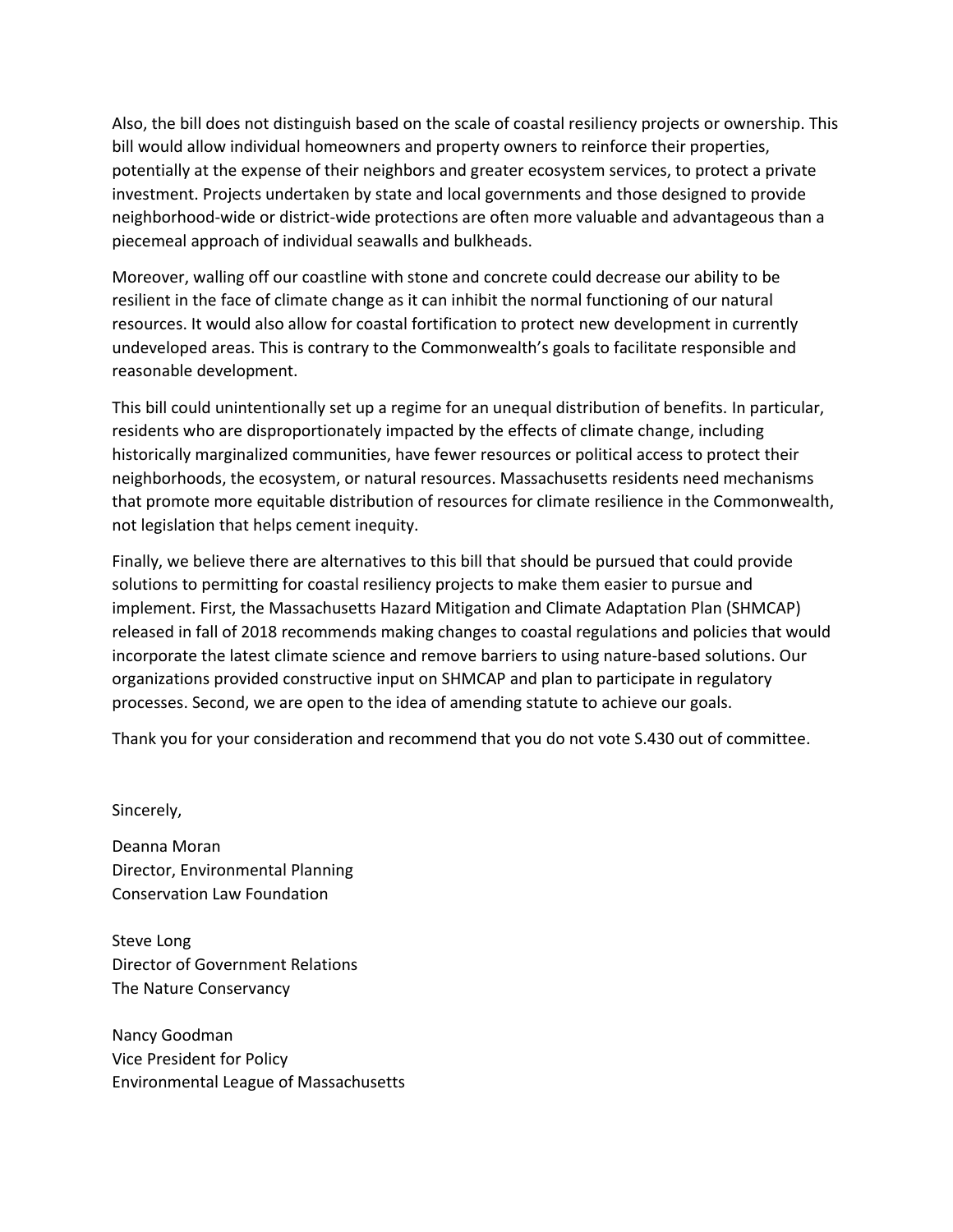Also, the bill does not distinguish based on the scale of coastal resiliency projects or ownership. This bill would allow individual homeowners and property owners to reinforce their properties, potentially at the expense of their neighbors and greater ecosystem services, to protect a private investment. Projects undertaken by state and local governments and those designed to provide neighborhood-wide or district-wide protections are often more valuable and advantageous than a piecemeal approach of individual seawalls and bulkheads.

Moreover, walling off our coastline with stone and concrete could decrease our ability to be resilient in the face of climate change as it can inhibit the normal functioning of our natural resources. It would also allow for coastal fortification to protect new development in currently undeveloped areas. This is contrary to the Commonwealth's goals to facilitate responsible and reasonable development.

This bill could unintentionally set up a regime for an unequal distribution of benefits. In particular, residents who are disproportionately impacted by the effects of climate change, including historically marginalized communities, have fewer resources or political access to protect their neighborhoods, the ecosystem, or natural resources. Massachusetts residents need mechanisms that promote more equitable distribution of resources for climate resilience in the Commonwealth, not legislation that helps cement inequity.

Finally, we believe there are alternatives to this bill that should be pursued that could provide solutions to permitting for coastal resiliency projects to make them easier to pursue and implement. First, the Massachusetts Hazard Mitigation and Climate Adaptation Plan (SHMCAP) released in fall of 2018 recommends making changes to coastal regulations and policies that would incorporate the latest climate science and remove barriers to using nature-based solutions. Our organizations provided constructive input on SHMCAP and plan to participate in regulatory processes. Second, we are open to the idea of amending statute to achieve our goals.

Thank you for your consideration and recommend that you do not vote S.430 out of committee.

Sincerely,

Deanna Moran
Director, Environmental Planning
Conservation Law Foundation

Steve Long
Director of Government Relations
The Nature Conservancy

Nancy Goodman
Vice President for Policy
Environmental League of Massachusetts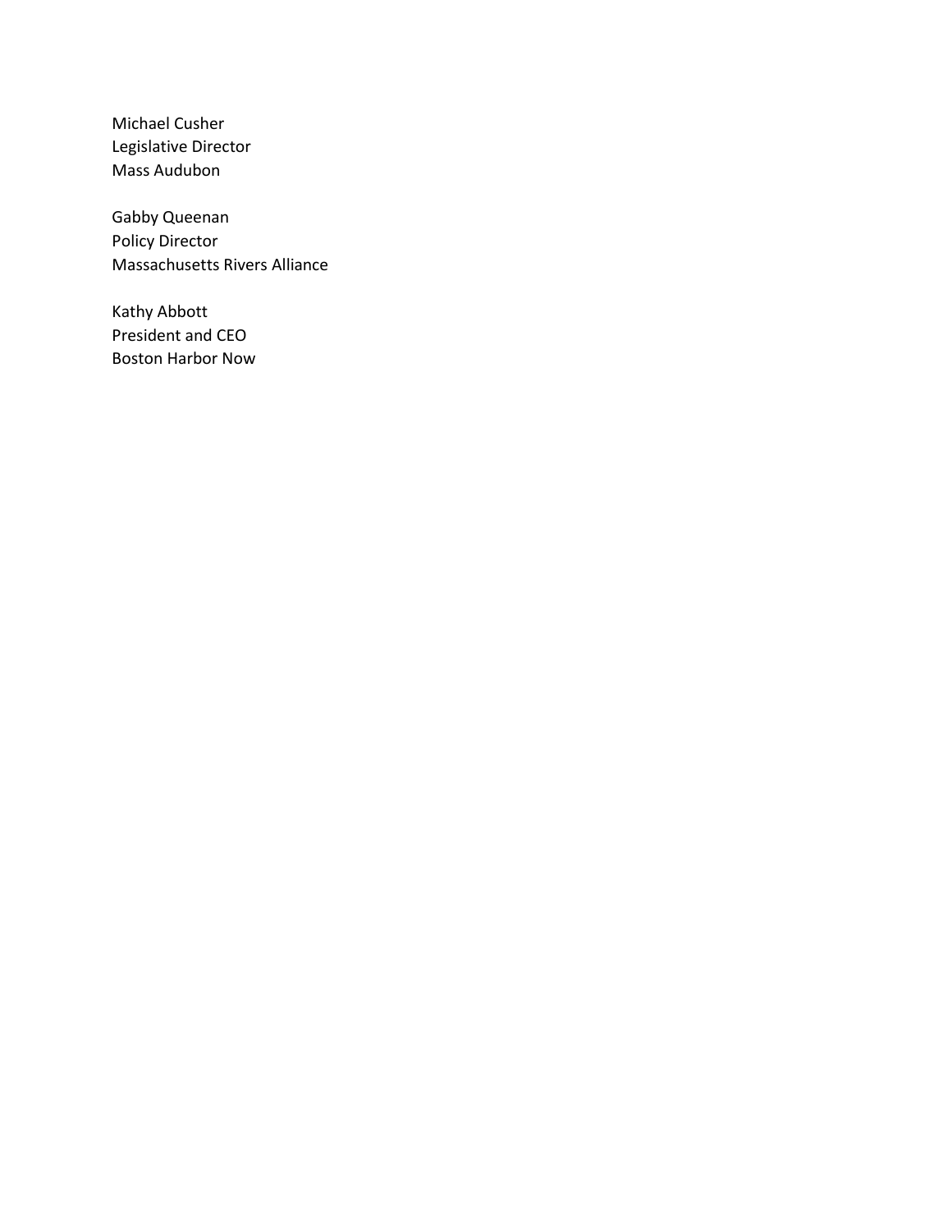Michael Cusher  
Legislative Director  
Mass Audubon

Gabby Queenan  
Policy Director  
Massachusetts Rivers Alliance

Kathy Abbott  
President and CEO  
Boston Harbor Now